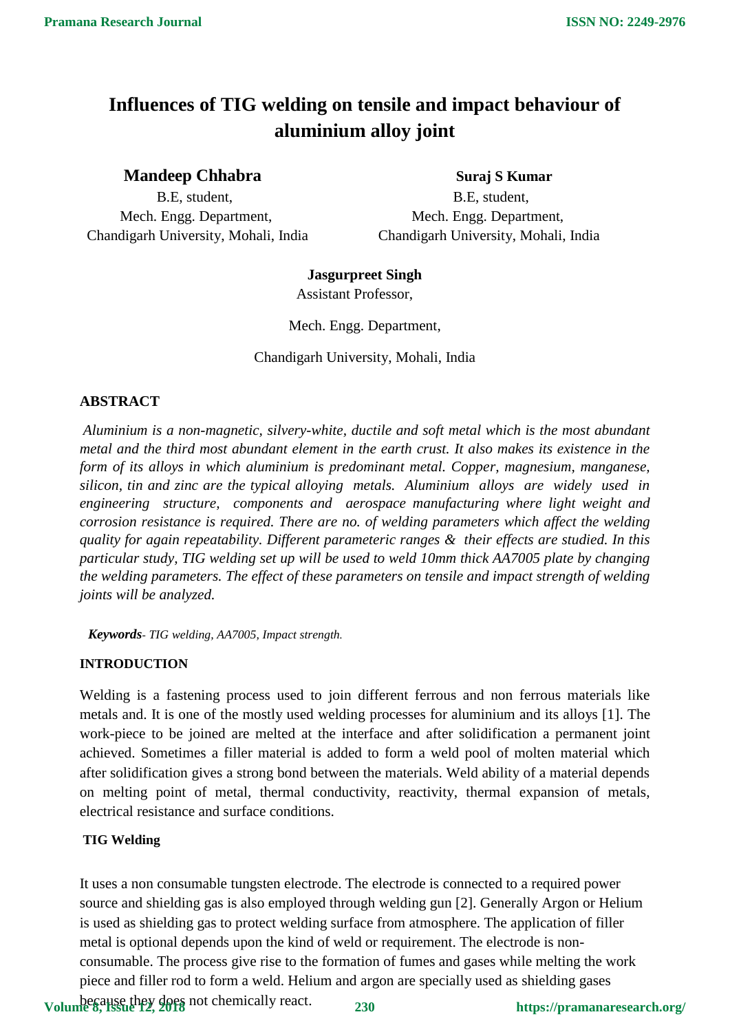# Influences of TIG welding on tensile and impact behaviour of aluminium alloy joint

**Mandeep Chhabra**
B.E, student,
Mech. Engg. Department,
Chandigarh University, Mohali, India

**Suraj S Kumar**
B.E, student,
Mech. Engg. Department,
Chandigarh University, Mohali, India

**Jasgurpreet Singh**
Assistant Professor,
Mech. Engg. Department,
Chandigarh University, Mohali, India

## ABSTRACT

*Aluminium is a non-magnetic, silvery-white, ductile and soft metal which is the most abundant metal and the third most abundant element in the earth crust. It also makes its existence in the form of its alloys in which aluminium is predominant metal. Copper, magnesium, manganese, silicon, tin and zinc are the typical alloying metals. Aluminium alloys are widely used in engineering structure, components and aerospace manufacturing where light weight and corrosion resistance is required. There are no. of welding parameters which affect the welding quality for again repeatability. Different parameteric ranges & their effects are studied. In this particular study, TIG welding set up will be used to weld 10mm thick AA7005 plate by changing the welding parameters. The effect of these parameters on tensile and impact strength of welding joints will be analyzed.*

***Keywords****- TIG welding, AA7005, Impact strength.*

## INTRODUCTION

Welding is a fastening process used to join different ferrous and non ferrous materials like metals and. It is one of the mostly used welding processes for aluminium and its alloys [1]. The work-piece to be joined are melted at the interface and after solidification a permanent joint achieved. Sometimes a filler material is added to form a weld pool of molten material which after solidification gives a strong bond between the materials. Weld ability of a material depends on melting point of metal, thermal conductivity, reactivity, thermal expansion of metals, electrical resistance and surface conditions.

### TIG Welding

It uses a non consumable tungsten electrode. The electrode is connected to a required power source and shielding gas is also employed through welding gun [2]. Generally Argon or Helium is used as shielding gas to protect welding surface from atmosphere. The application of filler metal is optional depends upon the kind of weld or requirement. The electrode is non-consumable. The process give rise to the formation of fumes and gases while melting the work piece and filler rod to form a weld. Helium and argon are specially used as shielding gases because they does not chemically react.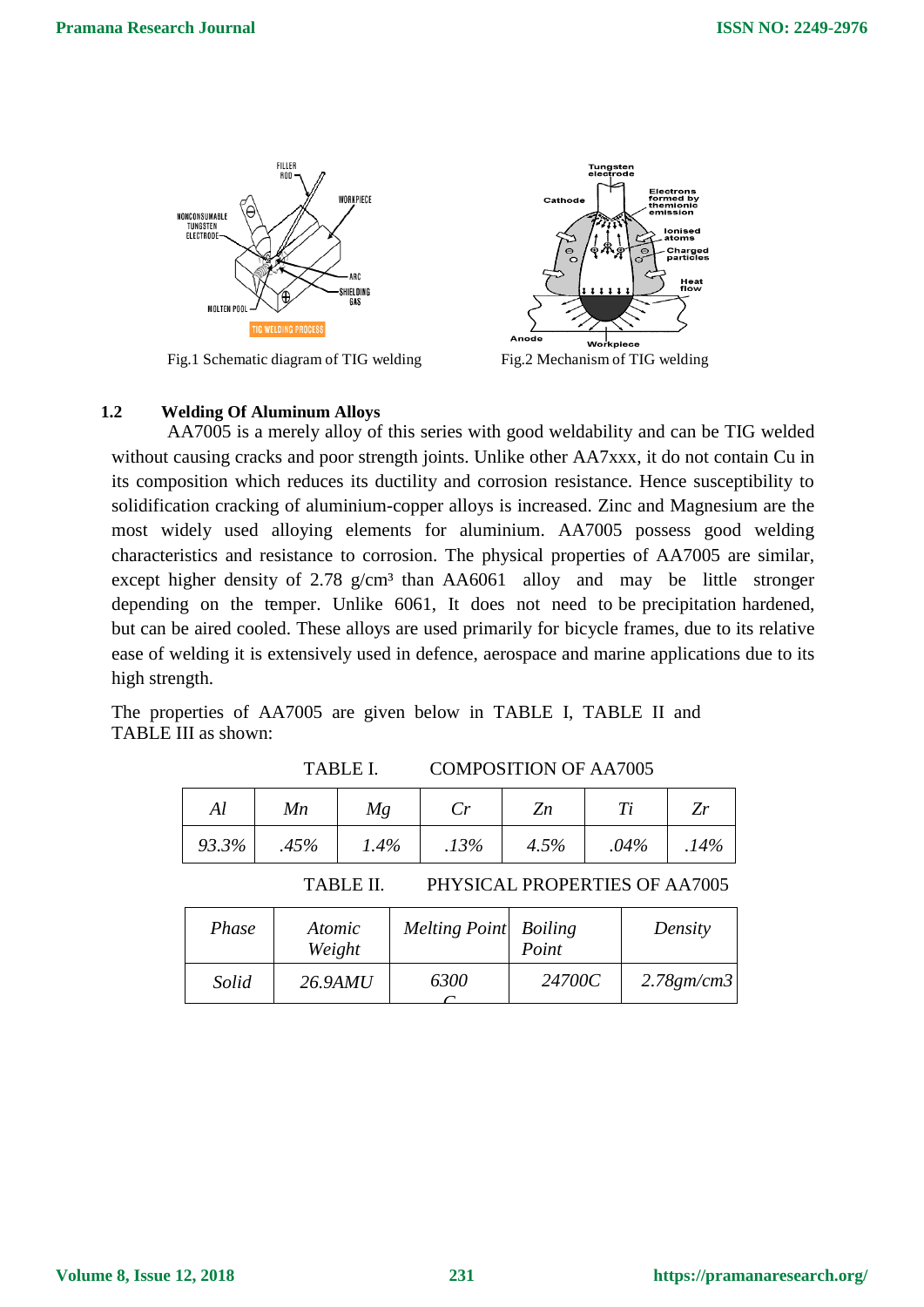Fig.1 Schematic diagram of TIG welding

Fig.2 Mechanism of TIG welding

### 1.2 Welding Of Aluminum Alloys

AA7005 is a merely alloy of this series with good weldability and can be TIG welded without causing cracks and poor strength joints. Unlike other AA7xxx, it do not contain Cu in its composition which reduces its ductility and corrosion resistance. Hence susceptibility to solidification cracking of aluminium-copper alloys is increased. Zinc and Magnesium are the most widely used alloying elements for aluminium. AA7005 possess good welding characteristics and resistance to corrosion. The physical properties of AA7005 are similar, except higher density of 2.78 g/cm³ than AA6061 alloy and may be little stronger depending on the temper. Unlike 6061, It does not need to be precipitation hardened, but can be aired cooled. These alloys are used primarily for bicycle frames, due to its relative ease of welding it is extensively used in defence, aerospace and marine applications due to its high strength.

The properties of AA7005 are given below in TABLE I, TABLE II and TABLE III as shown:

TABLE I. COMPOSITION OF AA7005

| *Al* | *Mn* | *Mg* | *Cr* | *Zn* | *Ti* | *Zr* |
|---|---|---|---|---|---|---|
| *93.3%* | *.45%* | *1.4%* | *.13%* | *4.5%* | *.04%* | *.14%* |

TABLE II. PHYSICAL PROPERTIES OF AA7005

| *Phase* | *Atomic Weight* | *Melting Point* | *Boiling Point* | *Density* |
|---|---|---|---|---|
| *Solid* | *26.9AMU* | *6300 C* | *24700C* | *2.78gm/cm3* |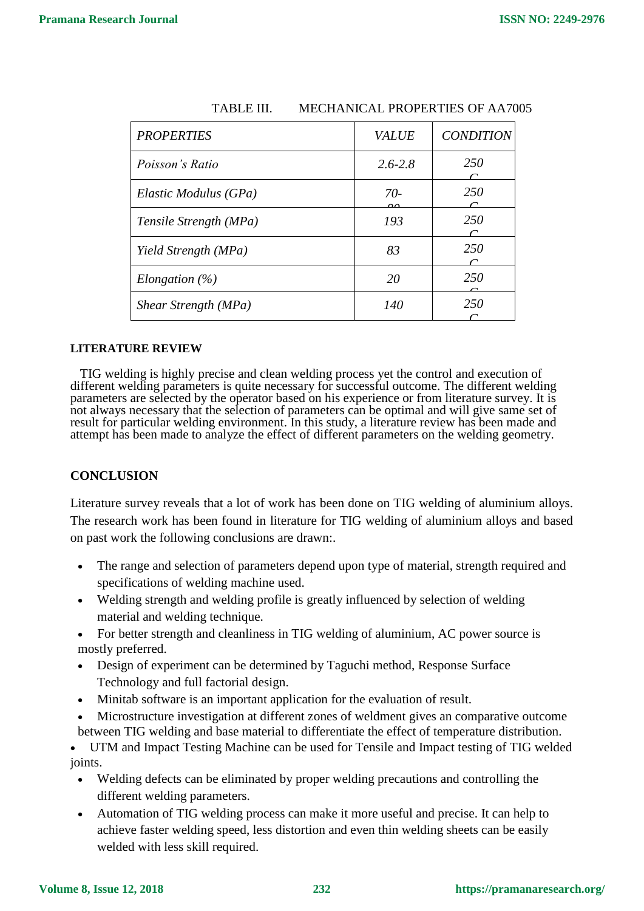TABLE III. MECHANICAL PROPERTIES OF AA7005

| *PROPERTIES* | *VALUE* | *CONDITION* |
|---|---|---|
| *Poisson's Ratio* | *2.6-2.8* | *250 C* |
| *Elastic Modulus (GPa)* | *70-80* | *250 C* |
| *Tensile Strength (MPa)* | *193* | *250 C* |
| *Yield Strength (MPa)* | *83* | *250 C* |
| *Elongation (%)* | *20* | *250 C* |
| *Shear Strength (MPa)* | *140* | *250 C* |

## LITERATURE REVIEW

TIG welding is highly precise and clean welding process yet the control and execution of different welding parameters is quite necessary for successful outcome. The different welding parameters are selected by the operator based on his experience or from literature survey. It is not always necessary that the selection of parameters can be optimal and will give same set of result for particular welding environment. In this study, a literature review has been made and attempt has been made to analyze the effect of different parameters on the welding geometry.

## CONCLUSION

Literature survey reveals that a lot of work has been done on TIG welding of aluminium alloys. The research work has been found in literature for TIG welding of aluminium alloys and based on past work the following conclusions are drawn:.

- The range and selection of parameters depend upon type of material, strength required and specifications of welding machine used.
- Welding strength and welding profile is greatly influenced by selection of welding material and welding technique.
- For better strength and cleanliness in TIG welding of aluminium, AC power source is mostly preferred.
- Design of experiment can be determined by Taguchi method, Response Surface Technology and full factorial design.
- Minitab software is an important application for the evaluation of result.
- Microstructure investigation at different zones of weldment gives an comparative outcome between TIG welding and base material to differentiate the effect of temperature distribution.
- UTM and Impact Testing Machine can be used for Tensile and Impact testing of TIG welded joints.
- Welding defects can be eliminated by proper welding precautions and controlling the different welding parameters.
- Automation of TIG welding process can make it more useful and precise. It can help to achieve faster welding speed, less distortion and even thin welding sheets can be easily welded with less skill required.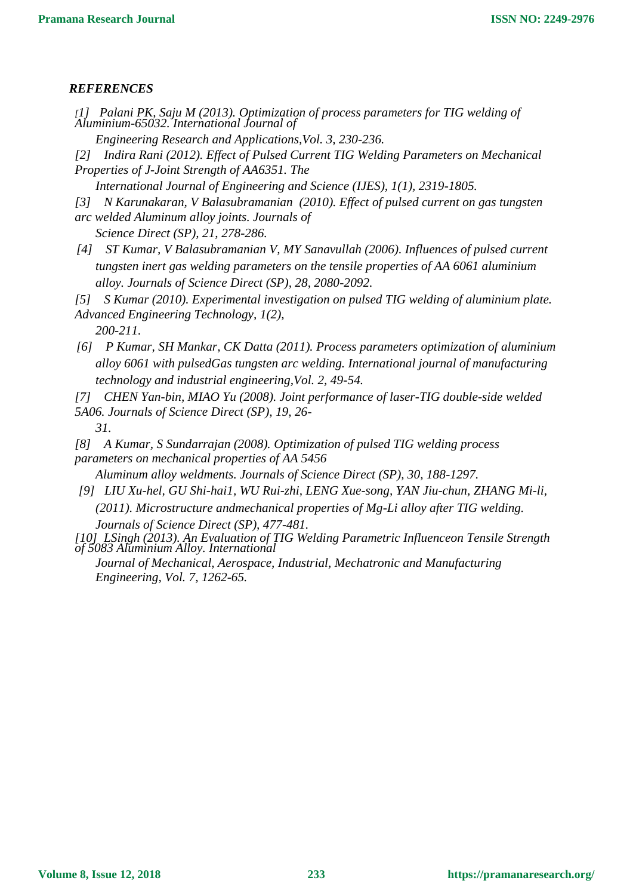***REFERENCES***

*[1] Palani PK, Saju M (2013). Optimization of process parameters for TIG welding of Aluminium-65032. International Journal of Engineering Research and Applications,Vol. 3, 230-236.*

*[2] Indira Rani (2012). Effect of Pulsed Current TIG Welding Parameters on Mechanical Properties of J-Joint Strength of AA6351. The International Journal of Engineering and Science (IJES), 1(1), 2319-1805.*

*[3] N Karunakaran, V Balasubramanian (2010). Effect of pulsed current on gas tungsten arc welded Aluminum alloy joints. Journals of Science Direct (SP), 21, 278-286.*

*[4] ST Kumar, V Balasubramanian V, MY Sanavullah (2006). Influences of pulsed current tungsten inert gas welding parameters on the tensile properties of AA 6061 aluminium alloy. Journals of Science Direct (SP), 28, 2080-2092.*

*[5] S Kumar (2010). Experimental investigation on pulsed TIG welding of aluminium plate. Advanced Engineering Technology, 1(2), 200-211.*

*[6] P Kumar, SH Mankar, CK Datta (2011). Process parameters optimization of aluminium alloy 6061 with pulsedGas tungsten arc welding. International journal of manufacturing technology and industrial engineering,Vol. 2, 49-54.*

*[7] CHEN Yan-bin, MIAO Yu (2008). Joint performance of laser-TIG double-side welded 5A06. Journals of Science Direct (SP), 19, 26-31.*

*[8] A Kumar, S Sundarrajan (2008). Optimization of pulsed TIG welding process parameters on mechanical properties of AA 5456 Aluminum alloy weldments. Journals of Science Direct (SP), 30, 188-1297.*

*[9] LIU Xu-hel, GU Shi-hai1, WU Rui-zhi, LENG Xue-song, YAN Jiu-chun, ZHANG Mi-li, (2011). Microstructure andmechanical properties of Mg-Li alloy after TIG welding. Journals of Science Direct (SP), 477-481.*

*[10] LSingh (2013). An Evaluation of TIG Welding Parametric Influenceon Tensile Strength of 5083 Aluminium Alloy. International Journal of Mechanical, Aerospace, Industrial, Mechatronic and Manufacturing Engineering, Vol. 7, 1262-65.*